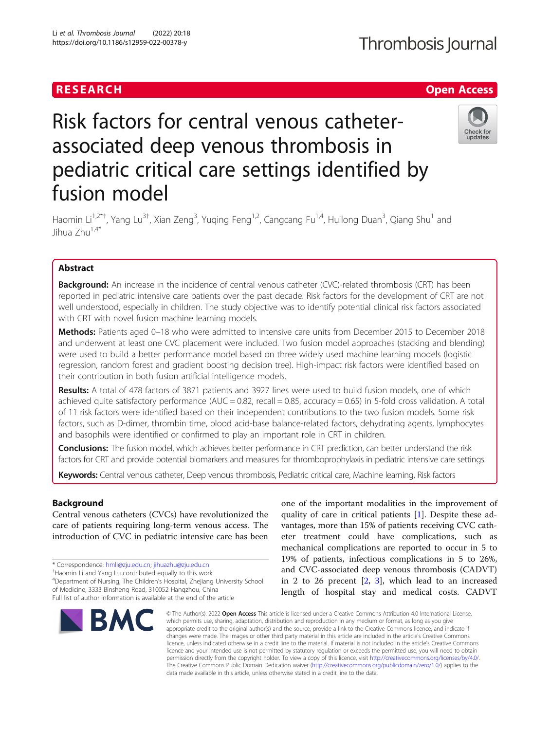RESEARCH

Open Access

# Risk factors for central venous catheter-associated deep venous thrombosis in pediatric critical care settings identified by fusion model

Haomin Li[1,2*†], Yang Lu[3†], Xian Zeng[3], Yuqing Feng[1,2], Cangcang Fu[1,4], Huilong Duan[3], Qiang Shu[1] and Jihua Zhu[1,4*]

## Abstract

**Background:** An increase in the incidence of central venous catheter (CVC)-related thrombosis (CRT) has been reported in pediatric intensive care patients over the past decade. Risk factors for the development of CRT are not well understood, especially in children. The study objective was to identify potential clinical risk factors associated with CRT with novel fusion machine learning models.

**Methods:** Patients aged 0–18 who were admitted to intensive care units from December 2015 to December 2018 and underwent at least one CVC placement were included. Two fusion model approaches (stacking and blending) were used to build a better performance model based on three widely used machine learning models (logistic regression, random forest and gradient boosting decision tree). High-impact risk factors were identified based on their contribution in both fusion artificial intelligence models.

**Results:** A total of 478 factors of 3871 patients and 3927 lines were used to build fusion models, one of which achieved quite satisfactory performance (AUC = 0.82, recall = 0.85, accuracy = 0.65) in 5-fold cross validation. A total of 11 risk factors were identified based on their independent contributions to the two fusion models. Some risk factors, such as D-dimer, thrombin time, blood acid-base balance-related factors, dehydrating agents, lymphocytes and basophils were identified or confirmed to play an important role in CRT in children.

**Conclusions:** The fusion model, which achieves better performance in CRT prediction, can better understand the risk factors for CRT and provide potential biomarkers and measures for thromboprophylaxis in pediatric intensive care settings.

**Keywords:** Central venous catheter, Deep venous thrombosis, Pediatric critical care, Machine learning, Risk factors

## Background

Central venous catheters (CVCs) have revolutionized the care of patients requiring long-term venous access. The introduction of CVC in pediatric intensive care has been one of the important modalities in the improvement of quality of care in critical patients [1]. Despite these advantages, more than 15% of patients receiving CVC catheter treatment could have complications, such as mechanical complications are reported to occur in 5 to 19% of patients, infectious complications in 5 to 26%, and CVC-associated deep venous thrombosis (CADVT) in 2 to 26 precent [2, 3], which lead to an increased length of hospital stay and medical costs. CADVT

\* Correspondence: hmli@zju.edu.cn; jihuazhu@zju.edu.cn

†Haomin Li and Yang Lu contributed equally to this work.

4Department of Nursing, The Children's Hospital, Zhejiang University School of Medicine, 3333 Binsheng Road, 310052 Hangzhou, China

Full list of author information is available at the end of the article

© The Author(s). 2022 **Open Access** This article is licensed under a Creative Commons Attribution 4.0 International License, which permits use, sharing, adaptation, distribution and reproduction in any medium or format, as long as you give appropriate credit to the original author(s) and the source, provide a link to the Creative Commons licence, and indicate if changes were made. The images or other third party material in this article are included in the article's Creative Commons licence, unless indicated otherwise in a credit line to the material. If material is not included in the article's Creative Commons licence and your intended use is not permitted by statutory regulation or exceeds the permitted use, you will need to obtain permission directly from the copyright holder. To view a copy of this licence, visit http://creativecommons.org/licenses/by/4.0/. The Creative Commons Public Domain Dedication waiver (http://creativecommons.org/publicdomain/zero/1.0/) applies to the data made available in this article, unless otherwise stated in a credit line to the data.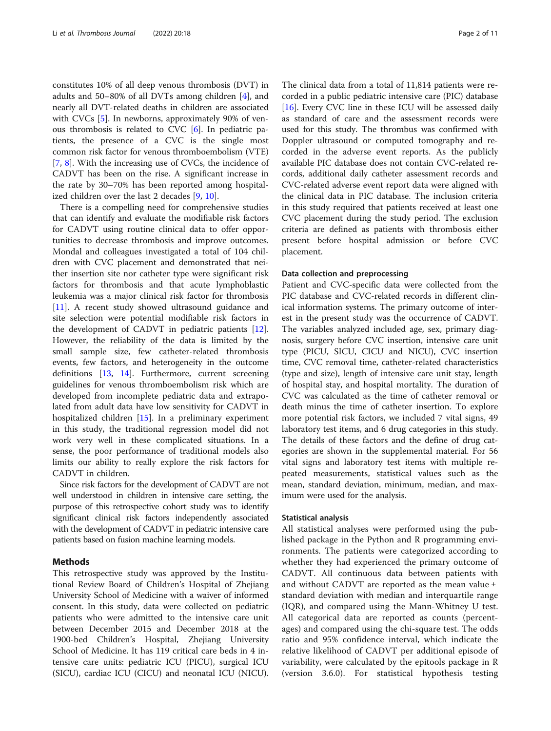constitutes 10% of all deep venous thrombosis (DVT) in adults and 50–80% of all DVTs among children [4], and nearly all DVT-related deaths in children are associated with CVCs [5]. In newborns, approximately 90% of venous thrombosis is related to CVC [6]. In pediatric patients, the presence of a CVC is the single most common risk factor for venous thromboembolism (VTE) [7, 8]. With the increasing use of CVCs, the incidence of CADVT has been on the rise. A significant increase in the rate by 30–70% has been reported among hospitalized children over the last 2 decades [9, 10].

There is a compelling need for comprehensive studies that can identify and evaluate the modifiable risk factors for CADVT using routine clinical data to offer opportunities to decrease thrombosis and improve outcomes. Mondal and colleagues investigated a total of 104 children with CVC placement and demonstrated that neither insertion site nor catheter type were significant risk factors for thrombosis and that acute lymphoblastic leukemia was a major clinical risk factor for thrombosis [11]. A recent study showed ultrasound guidance and site selection were potential modifiable risk factors in the development of CADVT in pediatric patients [12]. However, the reliability of the data is limited by the small sample size, few catheter-related thrombosis events, few factors, and heterogeneity in the outcome definitions [13, 14]. Furthermore, current screening guidelines for venous thromboembolism risk which are developed from incomplete pediatric data and extrapolated from adult data have low sensitivity for CADVT in hospitalized children [15]. In a preliminary experiment in this study, the traditional regression model did not work very well in these complicated situations. In a sense, the poor performance of traditional models also limits our ability to really explore the risk factors for CADVT in children.

Since risk factors for the development of CADVT are not well understood in children in intensive care setting, the purpose of this retrospective cohort study was to identify significant clinical risk factors independently associated with the development of CADVT in pediatric intensive care patients based on fusion machine learning models.

## Methods

This retrospective study was approved by the Institutional Review Board of Children's Hospital of Zhejiang University School of Medicine with a waiver of informed consent. In this study, data were collected on pediatric patients who were admitted to the intensive care unit between December 2015 and December 2018 at the 1900-bed Children's Hospital, Zhejiang University School of Medicine. It has 119 critical care beds in 4 intensive care units: pediatric ICU (PICU), surgical ICU (SICU), cardiac ICU (CICU) and neonatal ICU (NICU). The clinical data from a total of 11,814 patients were recorded in a public pediatric intensive care (PIC) database [16]. Every CVC line in these ICU will be assessed daily as standard of care and the assessment records were used for this study. The thrombus was confirmed with Doppler ultrasound or computed tomography and recorded in the adverse event reports. As the publicly available PIC database does not contain CVC-related records, additional daily catheter assessment records and CVC-related adverse event report data were aligned with the clinical data in PIC database. The inclusion criteria in this study required that patients received at least one CVC placement during the study period. The exclusion criteria are defined as patients with thrombosis either present before hospital admission or before CVC placement.

### Data collection and preprocessing

Patient and CVC-specific data were collected from the PIC database and CVC-related records in different clinical information systems. The primary outcome of interest in the present study was the occurrence of CADVT. The variables analyzed included age, sex, primary diagnosis, surgery before CVC insertion, intensive care unit type (PICU, SICU, CICU and NICU), CVC insertion time, CVC removal time, catheter-related characteristics (type and size), length of intensive care unit stay, length of hospital stay, and hospital mortality. The duration of CVC was calculated as the time of catheter removal or death minus the time of catheter insertion. To explore more potential risk factors, we included 7 vital signs, 49 laboratory test items, and 6 drug categories in this study. The details of these factors and the define of drug categories are shown in the supplemental material. For 56 vital signs and laboratory test items with multiple repeated measurements, statistical values such as the mean, standard deviation, minimum, median, and maximum were used for the analysis.

### Statistical analysis

All statistical analyses were performed using the published package in the Python and R programming environments. The patients were categorized according to whether they had experienced the primary outcome of CADVT. All continuous data between patients with and without CADVT are reported as the mean value ± standard deviation with median and interquartile range (IQR), and compared using the Mann-Whitney U test. All categorical data are reported as counts (percentages) and compared using the chi-square test. The odds ratio and 95% confidence interval, which indicate the relative likelihood of CADVT per additional episode of variability, were calculated by the epitools package in R (version 3.6.0). For statistical hypothesis testing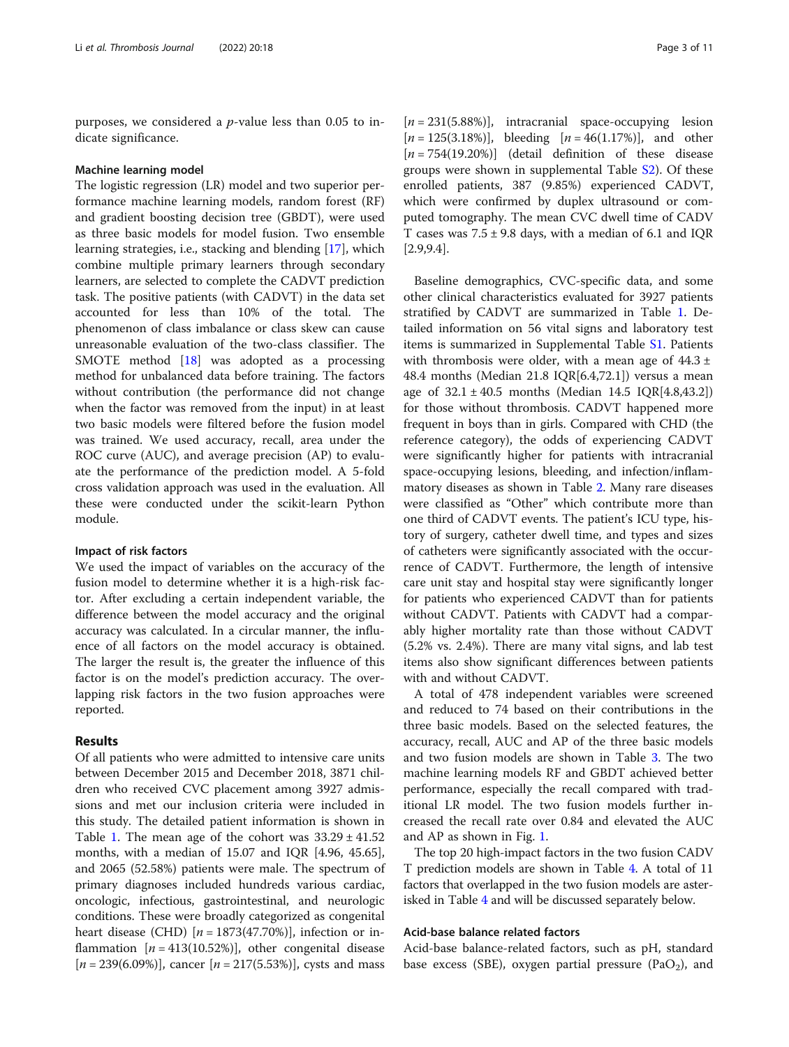purposes, we considered a $p$-value less than 0.05 to indicate significance.

### Machine learning model

The logistic regression (LR) model and two superior performance machine learning models, random forest (RF) and gradient boosting decision tree (GBDT), were used as three basic models for model fusion. Two ensemble learning strategies, i.e., stacking and blending [17], which combine multiple primary learners through secondary learners, are selected to complete the CADVT prediction task. The positive patients (with CADVT) in the data set accounted for less than 10% of the total. The phenomenon of class imbalance or class skew can cause unreasonable evaluation of the two-class classifier. The SMOTE method [18] was adopted as a processing method for unbalanced data before training. The factors without contribution (the performance did not change when the factor was removed from the input) in at least two basic models were filtered before the fusion model was trained. We used accuracy, recall, area under the ROC curve (AUC), and average precision (AP) to evaluate the performance of the prediction model. A 5-fold cross validation approach was used in the evaluation. All these were conducted under the scikit-learn Python module.

### Impact of risk factors

We used the impact of variables on the accuracy of the fusion model to determine whether it is a high-risk factor. After excluding a certain independent variable, the difference between the model accuracy and the original accuracy was calculated. In a circular manner, the influence of all factors on the model accuracy is obtained. The larger the result is, the greater the influence of this factor is on the model's prediction accuracy. The overlapping risk factors in the two fusion approaches were reported.

## Results

Of all patients who were admitted to intensive care units between December 2015 and December 2018, 3871 children who received CVC placement among 3927 admissions and met our inclusion criteria were included in this study. The detailed patient information is shown in Table 1. The mean age of the cohort was $33.29 \pm 41.52$ months, with a median of 15.07 and IQR [4.96, 45.65], and 2065 (52.58%) patients were male. The spectrum of primary diagnoses included hundreds various cardiac, oncologic, infectious, gastrointestinal, and neurologic conditions. These were broadly categorized as congenital heart disease (CHD) [$n = 1873$(47.70%)], infection or inflammation [$n = 413$(10.52%)], other congenital disease [$n = 239$(6.09%)], cancer [$n = 217$(5.53%)], cysts and mass [$n = 231$(5.88%)], intracranial space-occupying lesion [$n = 125$(3.18%)], bleeding [$n = 46$(1.17%)], and other [$n = 754$(19.20%)] (detail definition of these disease groups were shown in supplemental Table S2). Of these enrolled patients, 387 (9.85%) experienced CADVT, which were confirmed by duplex ultrasound or computed tomography. The mean CVC dwell time of CADVT cases was $7.5 \pm 9.8$ days, with a median of 6.1 and IQR [2.9,9.4].

Baseline demographics, CVC-specific data, and some other clinical characteristics evaluated for 3927 patients stratified by CADVT are summarized in Table 1. Detailed information on 56 vital signs and laboratory test items is summarized in Supplemental Table S1. Patients with thrombosis were older, with a mean age of $44.3 \pm 48.4$ months (Median 21.8 IQR[6.4,72.1]) versus a mean age of $32.1 \pm 40.5$ months (Median 14.5 IQR[4.8,43.2]) for those without thrombosis. CADVT happened more frequent in boys than in girls. Compared with CHD (the reference category), the odds of experiencing CADVT were significantly higher for patients with intracranial space-occupying lesions, bleeding, and infection/inflammatory diseases as shown in Table 2. Many rare diseases were classified as "Other" which contribute more than one third of CADVT events. The patient's ICU type, history of surgery, catheter dwell time, and types and sizes of catheters were significantly associated with the occurrence of CADVT. Furthermore, the length of intensive care unit stay and hospital stay were significantly longer for patients who experienced CADVT than for patients without CADVT. Patients with CADVT had a comparably higher mortality rate than those without CADVT (5.2% vs. 2.4%). There are many vital signs, and lab test items also show significant differences between patients with and without CADVT.

A total of 478 independent variables were screened and reduced to 74 based on their contributions in the three basic models. Based on the selected features, the accuracy, recall, AUC and AP of the three basic models and two fusion models are shown in Table 3. The two machine learning models RF and GBDT achieved better performance, especially the recall compared with traditional LR model. The two fusion models further increased the recall rate over 0.84 and elevated the AUC and AP as shown in Fig. 1.

The top 20 high-impact factors in the two fusion CADVT prediction models are shown in Table 4. A total of 11 factors that overlapped in the two fusion models are asterisked in Table 4 and will be discussed separately below.

### Acid-base balance related factors

Acid-base balance-related factors, such as pH, standard base excess (SBE), oxygen partial pressure ($PaO_2$), and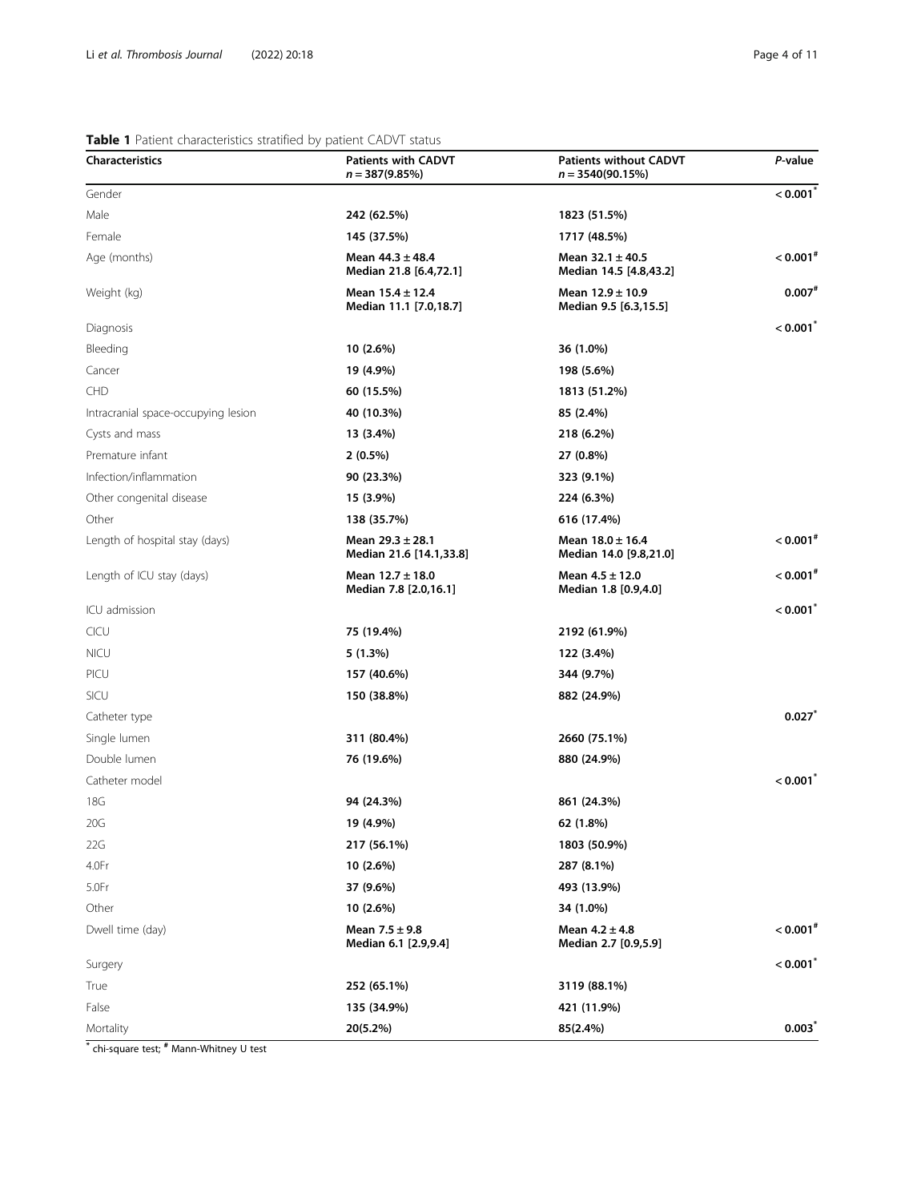**Table 1** Patient characteristics stratified by patient CADVT status

| Characteristics | Patients with CADVT $n = 387(9.85\%)$ | Patients without CADVT $n = 3540(90.15\%)$ | *P*-value |
|---|---|---|---|
| Gender | | | **< 0.001*** |
| Male | **242 (62.5%)** | **1823 (51.5%)** | |
| Female | **145 (37.5%)** | **1717 (48.5%)** | |
| Age (months) | **Mean 44.3 ± 48.4 Median 21.8 [6.4,72.1]** | **Mean 32.1 ± 40.5 Median 14.5 [4.8,43.2]** | **< 0.001#** |
| Weight (kg) | **Mean 15.4 ± 12.4 Median 11.1 [7.0,18.7]** | **Mean 12.9 ± 10.9 Median 9.5 [6.3,15.5]** | **0.007#** |
| Diagnosis | | | **< 0.001*** |
| Bleeding | **10 (2.6%)** | **36 (1.0%)** | |
| Cancer | **19 (4.9%)** | **198 (5.6%)** | |
| CHD | **60 (15.5%)** | **1813 (51.2%)** | |
| Intracranial space-occupying lesion | **40 (10.3%)** | **85 (2.4%)** | |
| Cysts and mass | **13 (3.4%)** | **218 (6.2%)** | |
| Premature infant | **2 (0.5%)** | **27 (0.8%)** | |
| Infection/inflammation | **90 (23.3%)** | **323 (9.1%)** | |
| Other congenital disease | **15 (3.9%)** | **224 (6.3%)** | |
| Other | **138 (35.7%)** | **616 (17.4%)** | |
| Length of hospital stay (days) | **Mean 29.3 ± 28.1 Median 21.6 [14.1,33.8]** | **Mean 18.0 ± 16.4 Median 14.0 [9.8,21.0]** | **< 0.001#** |
| Length of ICU stay (days) | **Mean 12.7 ± 18.0 Median 7.8 [2.0,16.1]** | **Mean 4.5 ± 12.0 Median 1.8 [0.9,4.0]** | **< 0.001#** |
| ICU admission | | | **< 0.001*** |
| CICU | **75 (19.4%)** | **2192 (61.9%)** | |
| NICU | **5 (1.3%)** | **122 (3.4%)** | |
| PICU | **157 (40.6%)** | **344 (9.7%)** | |
| SICU | **150 (38.8%)** | **882 (24.9%)** | |
| Catheter type | | | **0.027*** |
| Single lumen | **311 (80.4%)** | **2660 (75.1%)** | |
| Double lumen | **76 (19.6%)** | **880 (24.9%)** | |
| Catheter model | | | **< 0.001*** |
| 18G | **94 (24.3%)** | **861 (24.3%)** | |
| 20G | **19 (4.9%)** | **62 (1.8%)** | |
| 22G | **217 (56.1%)** | **1803 (50.9%)** | |
| 4.0Fr | **10 (2.6%)** | **287 (8.1%)** | |
| 5.0Fr | **37 (9.6%)** | **493 (13.9%)** | |
| Other | **10 (2.6%)** | **34 (1.0%)** | |
| Dwell time (day) | **Mean 7.5 ± 9.8 Median 6.1 [2.9,9.4]** | **Mean 4.2 ± 4.8 Median 2.7 [0.9,5.9]** | **< 0.001#** |
| Surgery | | | **< 0.001*** |
| True | **252 (65.1%)** | **3119 (88.1%)** | |
| False | **135 (34.9%)** | **421 (11.9%)** | |
| Mortality | **20(5.2%)** | **85(2.4%)** | **0.003*** |

\* chi-square test; # Mann-Whitney U test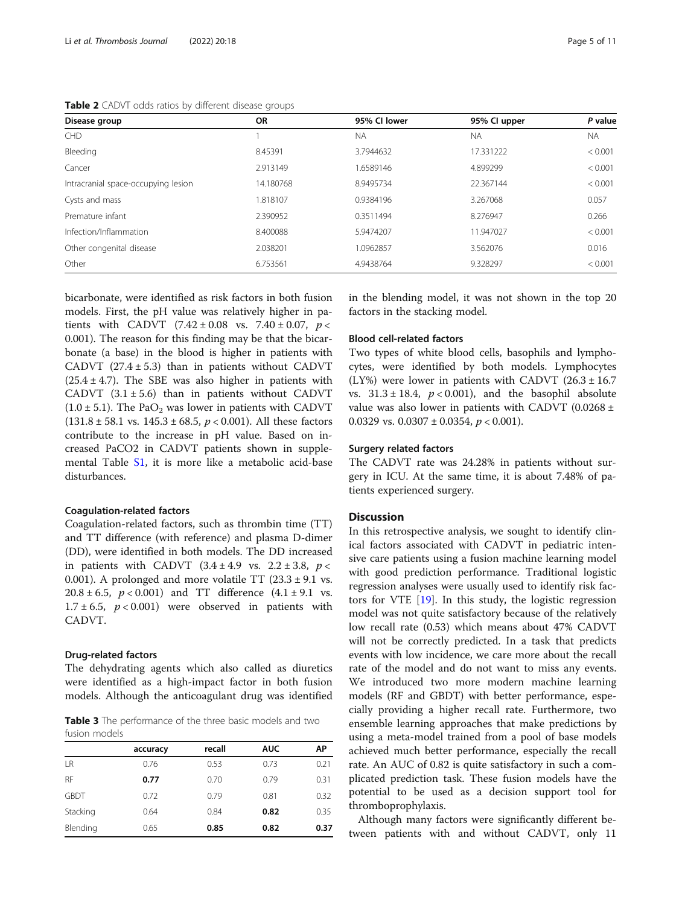**Table 2** CADVT odds ratios by different disease groups

| Disease group | OR | 95% CI lower | 95% CI upper | *P* value |
|---|---|---|---|---|
| CHD | 1 | NA | NA | NA |
| Bleeding | 8.45391 | 3.7944632 | 17.331222 | < 0.001 |
| Cancer | 2.913149 | 1.6589146 | 4.899299 | < 0.001 |
| Intracranial space-occupying lesion | 14.180768 | 8.9495734 | 22.367144 | < 0.001 |
| Cysts and mass | 1.818107 | 0.9384196 | 3.267068 | 0.057 |
| Premature infant | 2.390952 | 0.3511494 | 8.276947 | 0.266 |
| Infection/Inflammation | 8.400088 | 5.9474207 | 11.947027 | < 0.001 |
| Other congenital disease | 2.038201 | 1.0962857 | 3.562076 | 0.016 |
| Other | 6.753561 | 4.9438764 | 9.328297 | < 0.001 |

bicarbonate, were identified as risk factors in both fusion models. First, the pH value was relatively higher in patients with CADVT ($7.42 \pm 0.08$ vs. $7.40 \pm 0.07$, $p < 0.001$). The reason for this finding may be that the bicarbonate (a base) in the blood is higher in patients with CADVT ($27.4 \pm 5.3$) than in patients without CADVT ($25.4 \pm 4.7$). The SBE was also higher in patients with CADVT ($3.1 \pm 5.6$) than in patients without CADVT ($1.0 \pm 5.1$). The $PaO_2$ was lower in patients with CADVT ($131.8 \pm 58.1$ vs. $145.3 \pm 68.5$, $p < 0.001$). All these factors contribute to the increase in pH value. Based on increased PaCO2 in CADVT patients shown in supplemental Table S1, it is more like a metabolic acid-base disturbances.

### Coagulation-related factors

Coagulation-related factors, such as thrombin time (TT) and TT difference (with reference) and plasma D-dimer (DD), were identified in both models. The DD increased in patients with CADVT ($3.4 \pm 4.9$ vs. $2.2 \pm 3.8$, $p < 0.001$). A prolonged and more volatile TT ($23.3 \pm 9.1$ vs. $20.8 \pm 6.5$, $p < 0.001$) and TT difference ($4.1 \pm 9.1$ vs. $1.7 \pm 6.5$, $p < 0.001$) were observed in patients with CADVT.

### Drug-related factors

The dehydrating agents which also called as diuretics were identified as a high-impact factor in both fusion models. Although the anticoagulant drug was identified in the blending model, it was not shown in the top 20 factors in the stacking model.

**Table 3** The performance of the three basic models and two fusion models

| | accuracy | recall | AUC | AP |
|---|---|---|---|---|
| LR | 0.76 | 0.53 | 0.73 | 0.21 |
| RF | **0.77** | 0.70 | 0.79 | 0.31 |
| GBDT | 0.72 | 0.79 | 0.81 | 0.32 |
| Stacking | 0.64 | 0.84 | **0.82** | 0.35 |
| Blending | 0.65 | **0.85** | **0.82** | **0.37** |

### Blood cell-related factors

Two types of white blood cells, basophils and lymphocytes, were identified by both models. Lymphocytes (LY%) were lower in patients with CADVT ($26.3 \pm 16.7$ vs. $31.3 \pm 18.4$, $p < 0.001$), and the basophil absolute value was also lower in patients with CADVT ($0.0268 \pm 0.0329$ vs. $0.0307 \pm 0.0354$, $p < 0.001$).

### Surgery related factors

The CADVT rate was 24.28% in patients without surgery in ICU. At the same time, it is about 7.48% of patients experienced surgery.

## Discussion

In this retrospective analysis, we sought to identify clinical factors associated with CADVT in pediatric intensive care patients using a fusion machine learning model with good prediction performance. Traditional logistic regression analyses were usually used to identify risk factors for VTE [19]. In this study, the logistic regression model was not quite satisfactory because of the relatively low recall rate (0.53) which means about 47% CADVT will not be correctly predicted. In a task that predicts events with low incidence, we care more about the recall rate of the model and do not want to miss any events. We introduced two more modern machine learning models (RF and GBDT) with better performance, especially providing a higher recall rate. Furthermore, two ensemble learning approaches that make predictions by using a meta-model trained from a pool of base models achieved much better performance, especially the recall rate. An AUC of 0.82 is quite satisfactory in such a complicated prediction task. These fusion models have the potential to be used as a decision support tool for thromboprophylaxis.

Although many factors were significantly different between patients with and without CADVT, only 11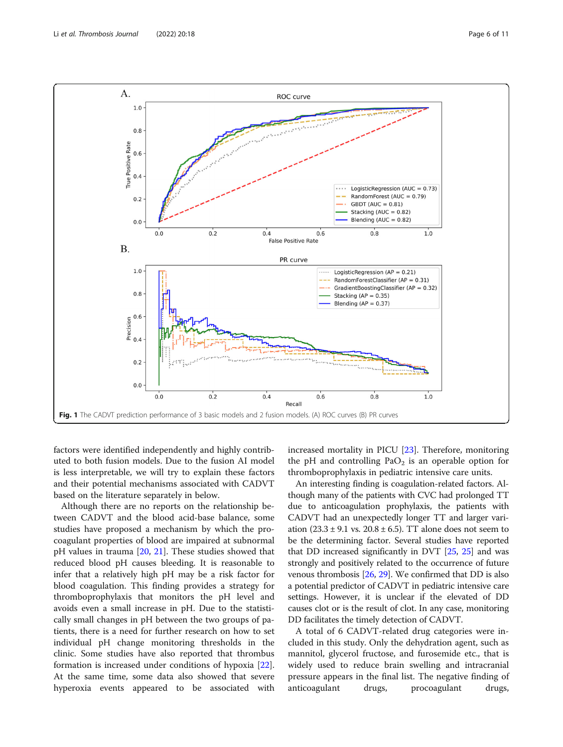Fig. 1 The CADVT prediction performance of 3 basic models and 2 fusion models. (A) ROC curves (B) PR curves

factors were identified independently and highly contributed to both fusion models. Due to the fusion AI model is less interpretable, we will try to explain these factors and their potential mechanisms associated with CADVT based on the literature separately in below.

Although there are no reports on the relationship between CADVT and the blood acid-base balance, some studies have proposed a mechanism by which the procoagulant properties of blood are impaired at subnormal pH values in trauma [20, 21]. These studies showed that reduced blood pH causes bleeding. It is reasonable to infer that a relatively high pH may be a risk factor for blood coagulation. This finding provides a strategy for thromboprophylaxis that monitors the pH level and avoids even a small increase in pH. Due to the statistically small changes in pH between the two groups of patients, there is a need for further research on how to set individual pH change monitoring thresholds in the clinic. Some studies have also reported that thrombus formation is increased under conditions of hypoxia [22]. At the same time, some data also showed that severe hyperoxia events appeared to be associated with increased mortality in PICU [23]. Therefore, monitoring the pH and controlling $PaO_2$ is an operable option for thromboprophylaxis in pediatric intensive care units.

An interesting finding is coagulation-related factors. Although many of the patients with CVC had prolonged TT due to anticoagulation prophylaxis, the patients with CADVT had an unexpectedly longer TT and larger variation (23.3 ± 9.1 vs. 20.8 ± 6.5). TT alone does not seem to be the determining factor. Several studies have reported that DD increased significantly in DVT [25, 25] and was strongly and positively related to the occurrence of future venous thrombosis [26, 29]. We confirmed that DD is also a potential predictor of CADVT in pediatric intensive care settings. However, it is unclear if the elevated of DD causes clot or is the result of clot. In any case, monitoring DD facilitates the timely detection of CADVT.

A total of 6 CADVT-related drug categories were included in this study. Only the dehydration agent, such as mannitol, glycerol fructose, and furosemide etc., that is widely used to reduce brain swelling and intracranial pressure appears in the final list. The negative finding of anticoagulant drugs, procoagulant drugs,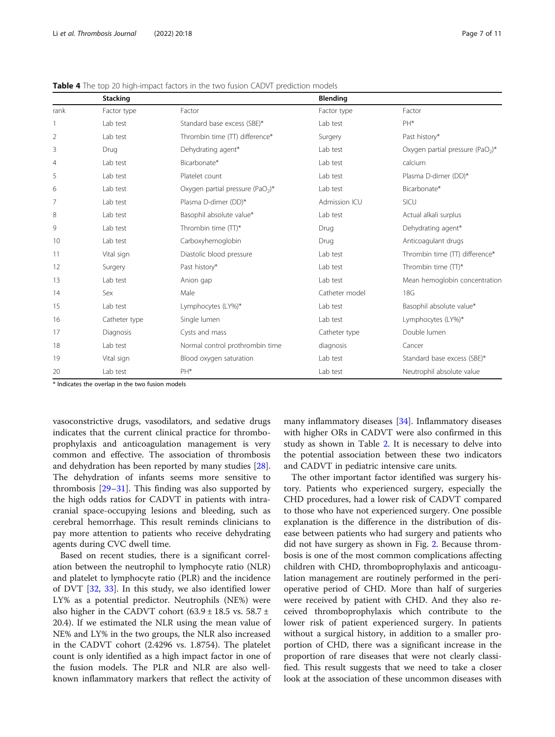**Table 4** The top 20 high-impact factors in the two fusion CADVT prediction models

| | Stacking | | Blending | |
|---|---|---|---|---|
| rank | Factor type | Factor | Factor type | Factor |
| 1 | Lab test | Standard base excess (SBE)* | Lab test | PH* |
| 2 | Lab test | Thrombin time (TT) difference* | Surgery | Past history* |
| 3 | Drug | Dehydrating agent* | Lab test | Oxygen partial pressure ($PaO_2$)* |
| 4 | Lab test | Bicarbonate* | Lab test | calcium |
| 5 | Lab test | Platelet count | Lab test | Plasma D-dimer (DD)* |
| 6 | Lab test | Oxygen partial pressure ($PaO_2$)* | Lab test | Bicarbonate* |
| 7 | Lab test | Plasma D-dimer (DD)* | Admission ICU | SICU |
| 8 | Lab test | Basophil absolute value* | Lab test | Actual alkali surplus |
| 9 | Lab test | Thrombin time (TT)* | Drug | Dehydrating agent* |
| 10 | Lab test | Carboxyhemoglobin | Drug | Anticoagulant drugs |
| 11 | Vital sign | Diastolic blood pressure | Lab test | Thrombin time (TT) difference* |
| 12 | Surgery | Past history* | Lab test | Thrombin time (TT)* |
| 13 | Lab test | Anion gap | Lab test | Mean hemoglobin concentration |
| 14 | Sex | Male | Catheter model | 18G |
| 15 | Lab test | Lymphocytes (LY%)* | Lab test | Basophil absolute value* |
| 16 | Catheter type | Single lumen | Lab test | Lymphocytes (LY%)* |
| 17 | Diagnosis | Cysts and mass | Catheter type | Double lumen |
| 18 | Lab test | Normal control prothrombin time | diagnosis | Cancer |
| 19 | Vital sign | Blood oxygen saturation | Lab test | Standard base excess (SBE)* |
| 20 | Lab test | PH* | Lab test | Neutrophil absolute value |

* Indicates the overlap in the two fusion models

vasoconstrictive drugs, vasodilators, and sedative drugs indicates that the current clinical practice for thromboprophylaxis and anticoagulation management is very common and effective. The association of thrombosis and dehydration has been reported by many studies [28]. The dehydration of infants seems more sensitive to thrombosis [29–31]. This finding was also supported by the high odds ratios for CADVT in patients with intracranial space-occupying lesions and bleeding, such as cerebral hemorrhage. This result reminds clinicians to pay more attention to patients who receive dehydrating agents during CVC dwell time.

Based on recent studies, there is a significant correlation between the neutrophil to lymphocyte ratio (NLR) and platelet to lymphocyte ratio (PLR) and the incidence of DVT [32, 33]. In this study, we also identified lower LY% as a potential predictor. Neutrophils (NE%) were also higher in the CADVT cohort ($63.9 \pm 18.5$ vs. $58.7 \pm 20.4$). If we estimated the NLR using the mean value of NE% and LY% in the two groups, the NLR also increased in the CADVT cohort (2.4296 vs. 1.8754). The platelet count is only identified as a high impact factor in one of the fusion models. The PLR and NLR are also well-known inflammatory markers that reflect the activity of many inflammatory diseases [34]. Inflammatory diseases with higher ORs in CADVT were also confirmed in this study as shown in Table 2. It is necessary to delve into the potential association between these two indicators and CADVT in pediatric intensive care units.

The other important factor identified was surgery history. Patients who experienced surgery, especially the CHD procedures, had a lower risk of CADVT compared to those who have not experienced surgery. One possible explanation is the difference in the distribution of disease between patients who had surgery and patients who did not have surgery as shown in Fig. 2. Because thrombosis is one of the most common complications affecting children with CHD, thromboprophylaxis and anticoagulation management are routinely performed in the perioperative period of CHD. More than half of surgeries were received by patient with CHD. And they also received thromboprophylaxis which contribute to the lower risk of patient experienced surgery. In patients without a surgical history, in addition to a smaller proportion of CHD, there was a significant increase in the proportion of rare diseases that were not clearly classified. This result suggests that we need to take a closer look at the association of these uncommon diseases with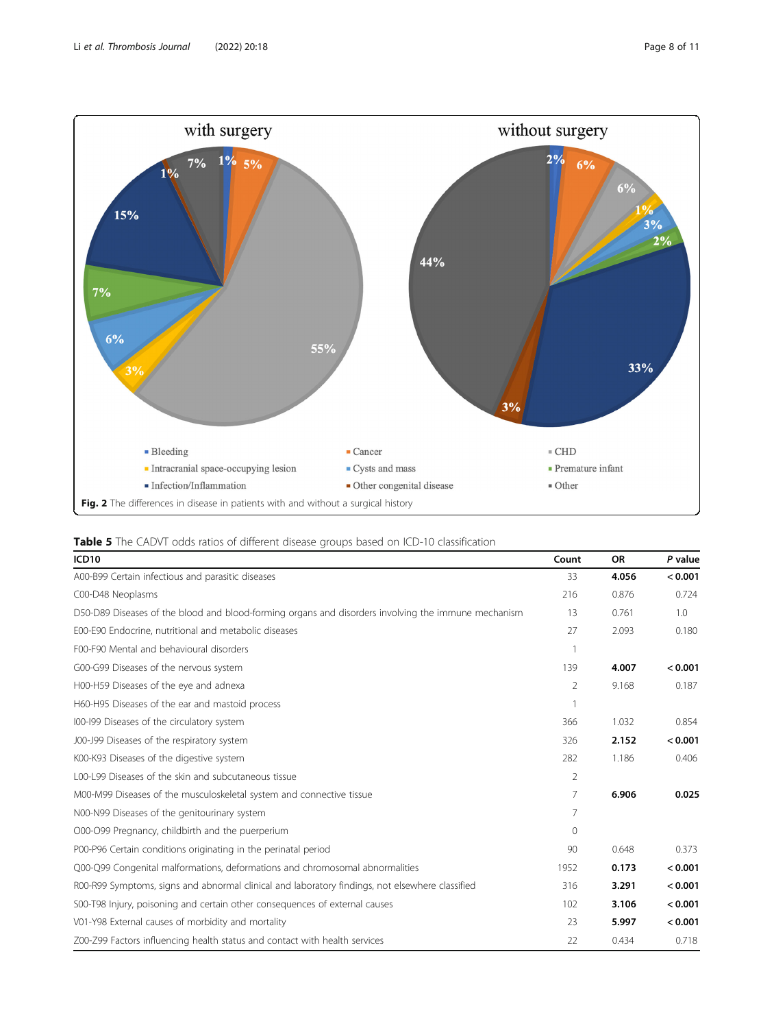Fig. 2 The differences in disease in patients with and without a surgical history

Table 5 The CADVT odds ratios of different disease groups based on ICD-10 classification

| ICD10 | Count | OR | *P* value |
|---|---|---|---|
| A00-B99 Certain infectious and parasitic diseases | 33 | **4.056** | **< 0.001** |
| C00-D48 Neoplasms | 216 | 0.876 | 0.724 |
| D50-D89 Diseases of the blood and blood-forming organs and disorders involving the immune mechanism | 13 | 0.761 | 1.0 |
| E00-E90 Endocrine, nutritional and metabolic diseases | 27 | 2.093 | 0.180 |
| F00-F90 Mental and behavioural disorders | 1 | | |
| G00-G99 Diseases of the nervous system | 139 | **4.007** | **< 0.001** |
| H00-H59 Diseases of the eye and adnexa | 2 | 9.168 | 0.187 |
| H60-H95 Diseases of the ear and mastoid process | 1 | | |
| I00-I99 Diseases of the circulatory system | 366 | 1.032 | 0.854 |
| J00-J99 Diseases of the respiratory system | 326 | **2.152** | **< 0.001** |
| K00-K93 Diseases of the digestive system | 282 | 1.186 | 0.406 |
| L00-L99 Diseases of the skin and subcutaneous tissue | 2 | | |
| M00-M99 Diseases of the musculoskeletal system and connective tissue | 7 | **6.906** | **0.025** |
| N00-N99 Diseases of the genitourinary system | 7 | | |
| O00-O99 Pregnancy, childbirth and the puerperium | 0 | | |
| P00-P96 Certain conditions originating in the perinatal period | 90 | 0.648 | 0.373 |
| Q00-Q99 Congenital malformations, deformations and chromosomal abnormalities | 1952 | **0.173** | **< 0.001** |
| R00-R99 Symptoms, signs and abnormal clinical and laboratory findings, not elsewhere classified | 316 | **3.291** | **< 0.001** |
| S00-T98 Injury, poisoning and certain other consequences of external causes | 102 | **3.106** | **< 0.001** |
| V01-Y98 External causes of morbidity and mortality | 23 | **5.997** | **< 0.001** |
| Z00-Z99 Factors influencing health status and contact with health services | 22 | 0.434 | 0.718 |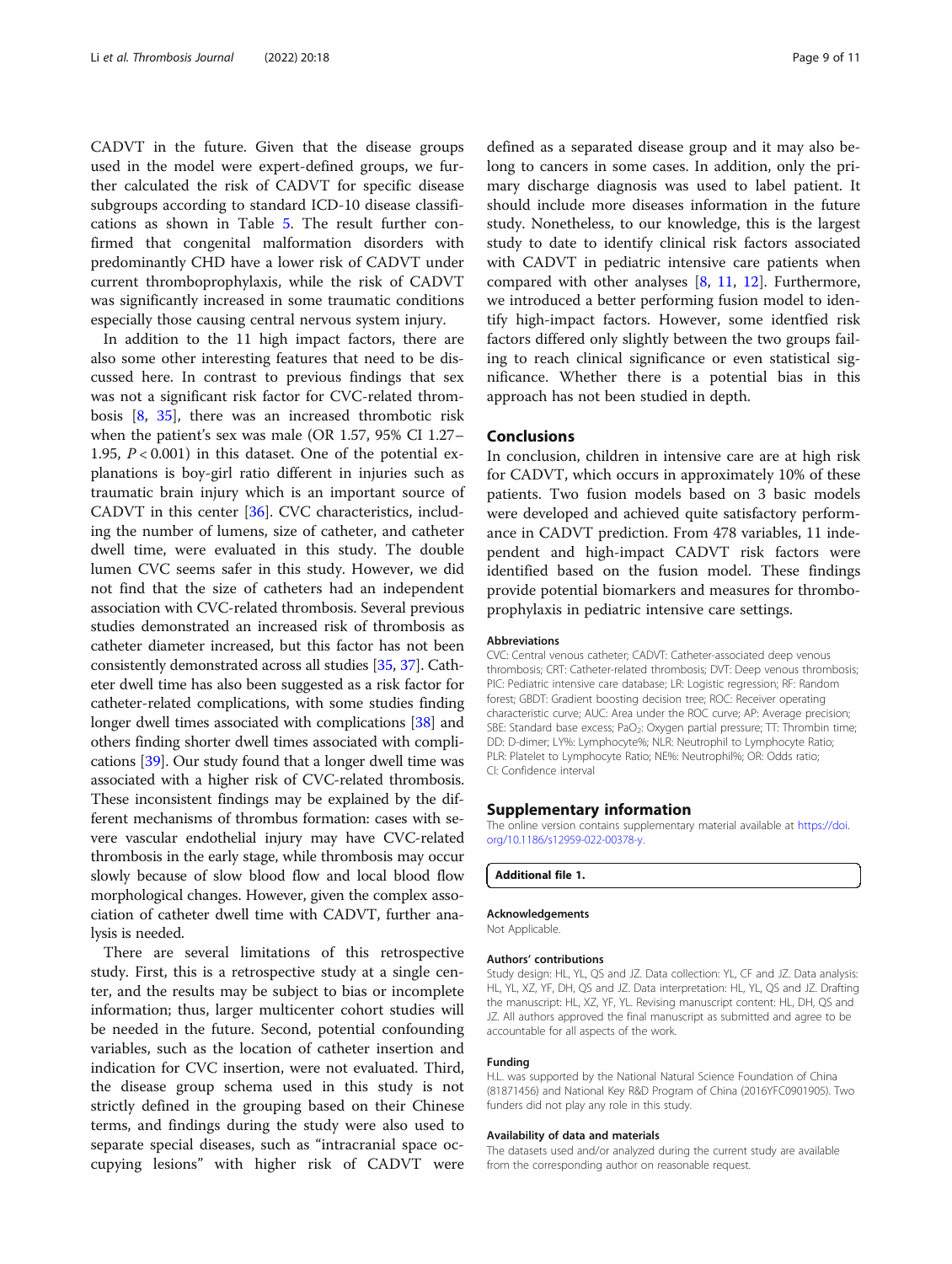CADVT in the future. Given that the disease groups used in the model were expert-defined groups, we further calculated the risk of CADVT for specific disease subgroups according to standard ICD-10 disease classifications as shown in Table 5. The result further confirmed that congenital malformation disorders with predominantly CHD have a lower risk of CADVT under current thromboprophylaxis, while the risk of CADVT was significantly increased in some traumatic conditions especially those causing central nervous system injury.

In addition to the 11 high impact factors, there are also some other interesting features that need to be discussed here. In contrast to previous findings that sex was not a significant risk factor for CVC-related thrombosis [8, 35], there was an increased thrombotic risk when the patient's sex was male (OR 1.57, 95% CI 1.27–1.95, $P < 0.001$) in this dataset. One of the potential explanations is boy-girl ratio different in injuries such as traumatic brain injury which is an important source of CADVT in this center [36]. CVC characteristics, including the number of lumens, size of catheter, and catheter dwell time, were evaluated in this study. The double lumen CVC seems safer in this study. However, we did not find that the size of catheters had an independent association with CVC-related thrombosis. Several previous studies demonstrated an increased risk of thrombosis as catheter diameter increased, but this factor has not been consistently demonstrated across all studies [35, 37]. Catheter dwell time has also been suggested as a risk factor for catheter-related complications, with some studies finding longer dwell times associated with complications [38] and others finding shorter dwell times associated with complications [39]. Our study found that a longer dwell time was associated with a higher risk of CVC-related thrombosis. These inconsistent findings may be explained by the different mechanisms of thrombus formation: cases with severe vascular endothelial injury may have CVC-related thrombosis in the early stage, while thrombosis may occur slowly because of slow blood flow and local blood flow morphological changes. However, given the complex association of catheter dwell time with CADVT, further analysis is needed.

There are several limitations of this retrospective study. First, this is a retrospective study at a single center, and the results may be subject to bias or incomplete information; thus, larger multicenter cohort studies will be needed in the future. Second, potential confounding variables, such as the location of catheter insertion and indication for CVC insertion, were not evaluated. Third, the disease group schema used in this study is not strictly defined in the grouping based on their Chinese terms, and findings during the study were also used to separate special diseases, such as "intracranial space occupying lesions" with higher risk of CADVT were defined as a separated disease group and it may also belong to cancers in some cases. In addition, only the primary discharge diagnosis was used to label patient. It should include more diseases information in the future study. Nonetheless, to our knowledge, this is the largest study to date to identify clinical risk factors associated with CADVT in pediatric intensive care patients when compared with other analyses [8, 11, 12]. Furthermore, we introduced a better performing fusion model to identify high-impact factors. However, some identfied risk factors differed only slightly between the two groups failing to reach clinical significance or even statistical significance. Whether there is a potential bias in this approach has not been studied in depth.

## Conclusions

In conclusion, children in intensive care are at high risk for CADVT, which occurs in approximately 10% of these patients. Two fusion models based on 3 basic models were developed and achieved quite satisfactory performance in CADVT prediction. From 478 variables, 11 independent and high-impact CADVT risk factors were identified based on the fusion model. These findings provide potential biomarkers and measures for thromboprophylaxis in pediatric intensive care settings.

#### Abbreviations

CVC: Central venous catheter; CADVT: Catheter-associated deep venous thrombosis; CRT: Catheter-related thrombosis; DVT: Deep venous thrombosis; PIC: Pediatric intensive care database; LR: Logistic regression; RF: Random forest; GBDT: Gradient boosting decision tree; ROC: Receiver operating characteristic curve; AUC: Area under the ROC curve; AP: Average precision; SBE: Standard base excess; $PaO_2$: Oxygen partial pressure; TT: Thrombin time; DD: D-dimer; LY%: Lymphocyte%; NLR: Neutrophil to Lymphocyte Ratio; PLR: Platelet to Lymphocyte Ratio; NE%: Neutrophil%; OR: Odds ratio; CI: Confidence interval

## Supplementary information

The online version contains supplementary material available at https://doi.org/10.1186/s12959-022-00378-y.

**Additional file 1.**

#### Acknowledgements

Not Applicable.

#### Authors' contributions

Study design: HL, YL, QS and JZ. Data collection: YL, CF and JZ. Data analysis: HL, YL, XZ, YF, DH, QS and JZ. Data interpretation: HL, YL, QS and JZ. Drafting the manuscript: HL, XZ, YF, YL. Revising manuscript content: HL, DH, QS and JZ. All authors approved the final manuscript as submitted and agree to be accountable for all aspects of the work.

#### Funding

H.L. was supported by the National Natural Science Foundation of China (81871456) and National Key R&D Program of China (2016YFC0901905). Two funders did not play any role in this study.

#### Availability of data and materials

The datasets used and/or analyzed during the current study are available from the corresponding author on reasonable request.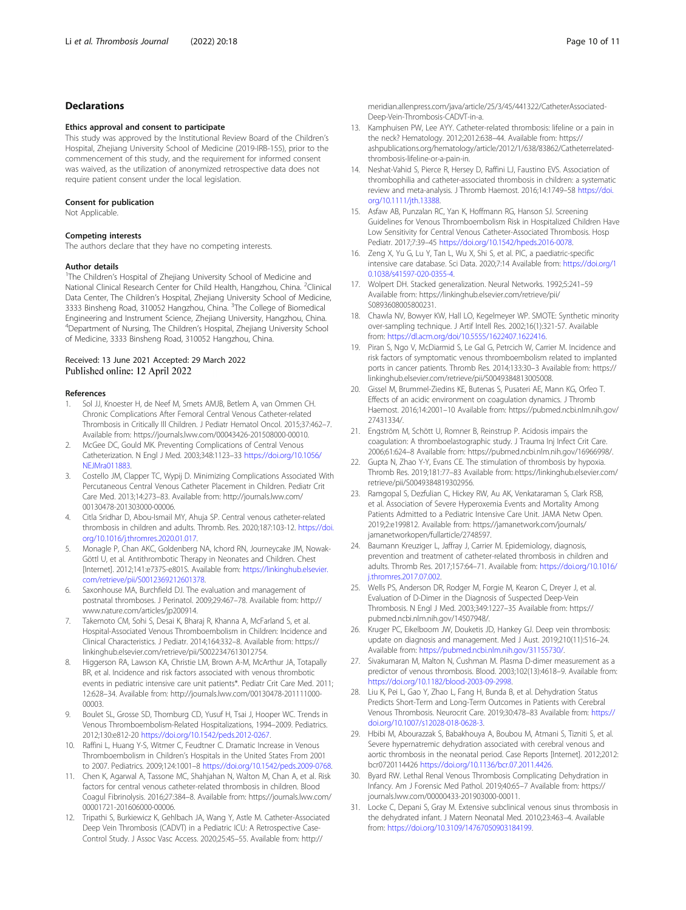## Declarations

### Ethics approval and consent to participate

This study was approved by the Institutional Review Board of the Children's Hospital, Zhejiang University School of Medicine (2019-IRB-155), prior to the commencement of this study, and the requirement for informed consent was waived, as the utilization of anonymized retrospective data does not require patient consent under the local legislation.

### Consent for publication

Not Applicable.

### Competing interests

The authors declare that they have no competing interests.

### Author details

[1]The Children's Hospital of Zhejiang University School of Medicine and National Clinical Research Center for Child Health, Hangzhou, China. [2]Clinical Data Center, The Children's Hospital, Zhejiang University School of Medicine, 3333 Binsheng Road, 310052 Hangzhou, China. [3]The College of Biomedical Engineering and Instrument Science, Zhejiang University, Hangzhou, China. [4]Department of Nursing, The Children's Hospital, Zhejiang University School of Medicine, 3333 Binsheng Road, 310052 Hangzhou, China.

Received: 13 June 2021 Accepted: 29 March 2022
Published online: 12 April 2022

## References

1. Sol JJ, Knoester H, de Neef M, Smets AMJB, Betlem A, van Ommen CH. Chronic Complications After Femoral Central Venous Catheter-related Thrombosis in Critically Ill Children. J Pediatr Hematol Oncol. 2015;37:462–7. Available from: https://journals.lww.com/00043426-201508000-00010.
2. McGee DC, Gould MK. Preventing Complications of Central Venous Catheterization. N Engl J Med. 2003;348:1123–33 https://doi.org/10.1056/NEJMra011883.
3. Costello JM, Clapper TC, Wypij D. Minimizing Complications Associated With Percutaneous Central Venous Catheter Placement in Children. Pediatr Crit Care Med. 2013;14:273–83. Available from: http://journals.lww.com/00130478-201303000-00006.
4. Citla Sridhar D, Abou-Ismail MY, Ahuja SP. Central venous catheter-related thrombosis in children and adults. Thromb. Res. 2020;187:103-12. https://doi.org/10.1016/j.thromres.2020.01.017.
5. Monagle P, Chan AKC, Goldenberg NA, Ichord RN, Journeycake JM, Nowak-Göttl U, et al. Antithrombotic Therapy in Neonates and Children. Chest [Internet]. 2012;141:e737S-e801S. Available from: https://linkinghub.elsevier.com/retrieve/pii/S0012369212601378.
6. Saxonhouse MA, Burchfield DJ. The evaluation and management of postnatal thromboses. J Perinatol. 2009;29:467–78. Available from: http://www.nature.com/articles/jp200914.
7. Takemoto CM, Sohi S, Desai K, Bharaj R, Khanna A, McFarland S, et al. Hospital-Associated Venous Thromboembolism in Children: Incidence and Clinical Characteristics. J Pediatr. 2014;164:332–8. Available from: https://linkinghub.elsevier.com/retrieve/pii/S0022347613012754.
8. Higgerson RA, Lawson KA, Christie LM, Brown A-M, McArthur JA, Totapally BR, et al. Incidence and risk factors associated with venous thrombotic events in pediatric intensive care unit patients*. Pediatr Crit Care Med. 2011;12:628–34. Available from: http://journals.lww.com/00130478-201111000-00003.
9. Boulet SL, Grosse SD, Thornburg CD, Yusuf H, Tsai J, Hooper WC. Trends in Venous Thromboembolism-Related Hospitalizations, 1994–2009. Pediatrics. 2012;130:e812-20 https://doi.org/10.1542/peds.2012-0267.
10. Raffini L, Huang Y-S, Witmer C, Feudtner C. Dramatic Increase in Venous Thromboembolism in Children's Hospitals in the United States From 2001 to 2007. Pediatrics. 2009;124:1001–8 https://doi.org/10.1542/peds.2009-0768.
11. Chen K, Agarwal A, Tassone MC, Shahjahan N, Walton M, Chan A, et al. Risk factors for central venous catheter-related thrombosis in children. Blood Coagul Fibrinolysis. 2016;27:384–8. Available from: https://journals.lww.com/00001721-201606000-00006.
12. Tripathi S, Burkiewicz K, Gehlbach JA, Wang Y, Astle M. Catheter-Associated Deep Vein Thrombosis (CADVT) in a Pediatric ICU: A Retrospective Case-Control Study. J Assoc Vasc Access. 2020;25:45–55. Available from: http://meridian.allenpress.com/java/article/25/3/45/441322/CatheterAssociated-Deep-Vein-Thrombosis-CADVT-in-a.
13. Kamphuisen PW, Lee AYY. Catheter-related thrombosis: lifeline or a pain in the neck? Hematology. 2012;2012:638–44. Available from: https://ashpublications.org/hematology/article/2012/1/638/83862/Catheterrelated-thrombosis-lifeline-or-a-pain-in.
14. Neshat-Vahid S, Pierce R, Hersey D, Raffini LJ, Faustino EVS. Association of thrombophilia and catheter-associated thrombosis in children: a systematic review and meta-analysis. J Thromb Haemost. 2016;14:1749–58 https://doi.org/10.1111/jth.13388.
15. Asfaw AB, Punzalan RC, Yan K, Hoffmann RG, Hanson SJ. Screening Guidelines for Venous Thromboembolism Risk in Hospitalized Children Have Low Sensitivity for Central Venous Catheter-Associated Thrombosis. Hosp Pediatr. 2017;7:39–45 https://doi.org/10.1542/hpeds.2016-0078.
16. Zeng X, Yu G, Lu Y, Tan L, Wu X, Shi S, et al. PIC, a paediatric-specific intensive care database. Sci Data. 2020;7:14 Available from: https://doi.org/10.1038/s41597-020-0355-4.
17. Wolpert DH. Stacked generalization. Neural Networks. 1992;5:241–59 Available from: https://linkinghub.elsevier.com/retrieve/pii/S0893608005800231.
18. Chawla NV, Bowyer KW, Hall LO, Kegelmeyer WP. SMOTE: Synthetic minority over-sampling technique. J Artif Intell Res. 2002;16(1):321-57. Available from: https://dl.acm.org/doi/10.5555/1622407.1622416.
19. Piran S, Ngo V, McDiarmid S, Le Gal G, Petrcich W, Carrier M. Incidence and risk factors of symptomatic venous thromboembolism related to implanted ports in cancer patients. Thromb Res. 2014;133:30–3 Available from: https://linkinghub.elsevier.com/retrieve/pii/S0049384813005008.
20. Gissel M, Brummel-Ziedins KE, Butenas S, Pusateri AE, Mann KG, Orfeo T. Effects of an acidic environment on coagulation dynamics. J Thromb Haemost. 2016;14:2001–10 Available from: https://pubmed.ncbi.nlm.nih.gov/27431334/.
21. Engström M, Schött U, Romner B, Reinstrup P. Acidosis impairs the coagulation: A thromboelastographic study. J Trauma Inj Infect Crit Care. 2006;61:624–8 Available from: https://pubmed.ncbi.nlm.nih.gov/16966998/.
22. Gupta N, Zhao Y-Y, Evans CE. The stimulation of thrombosis by hypoxia. Thromb Res. 2019;181:77–83 Available from: https://linkinghub.elsevier.com/retrieve/pii/S0049384819302956.
23. Ramgopal S, Dezfulian C, Hickey RW, Au AK, Venkataraman S, Clark RSB, et al. Association of Severe Hyperoxemia Events and Mortality Among Patients Admitted to a Pediatric Intensive Care Unit. JAMA Netw Open. 2019;2:e199812. Available from: https://jamanetwork.com/journals/jamanetworkopen/fullarticle/2748597.
24. Baumann Kreuziger L, Jaffray J, Carrier M. Epidemiology, diagnosis, prevention and treatment of catheter-related thrombosis in children and adults. Thromb Res. 2017;157:64–71. Available from: https://doi.org/10.1016/j.thromres.2017.07.002.
25. Wells PS, Anderson DR, Rodger M, Forgie M, Kearon C, Dreyer J, et al. Evaluation of D-Dimer in the Diagnosis of Suspected Deep-Vein Thrombosis. N Engl J Med. 2003;349:1227–35 Available from: https://pubmed.ncbi.nlm.nih.gov/14507948/.
26. Kruger PC, Eikelboom JW, Douketis JD, Hankey GJ. Deep vein thrombosis: update on diagnosis and management. Med J Aust. 2019;210(11):516–24. Available from: https://pubmed.ncbi.nlm.nih.gov/31155730/.
27. Sivakumaran M, Malton N, Cushman M. Plasma D-dimer measurement as a predictor of venous thrombosis. Blood. 2003;102(13):4618–9. Available from: https://doi.org/10.1182/blood-2003-09-2998.
28. Liu K, Pei L, Gao Y, Zhao L, Fang H, Bunda B, et al. Dehydration Status Predicts Short-Term and Long-Term Outcomes in Patients with Cerebral Venous Thrombosis. Neurocrit Care. 2019;30:478–83 Available from: https://doi.org/10.1007/s12028-018-0628-3.
29. Hbibi M, Abourazzak S, Babakhouya A, Boubou M, Atmani S, Tizniti S, et al. Severe hypernatremic dehydration associated with cerebral venous and aortic thrombosis in the neonatal period. Case Reports [Internet]. 2012;2012: bcr0720114426 https://doi.org/10.1136/bcr.07.2011.4426.
30. Byard RW. Lethal Renal Venous Thrombosis Complicating Dehydration in Infancy. Am J Forensic Med Pathol. 2019;40:65–7 Available from: https://journals.lww.com/00000433-201903000-00011.
31. Locke C, Depani S, Gray M. Extensive subclinical venous sinus thrombosis in the dehydrated infant. J Matern Neonatal Med. 2010;23:463–4. Available from: https://doi.org/10.3109/14767050903184199.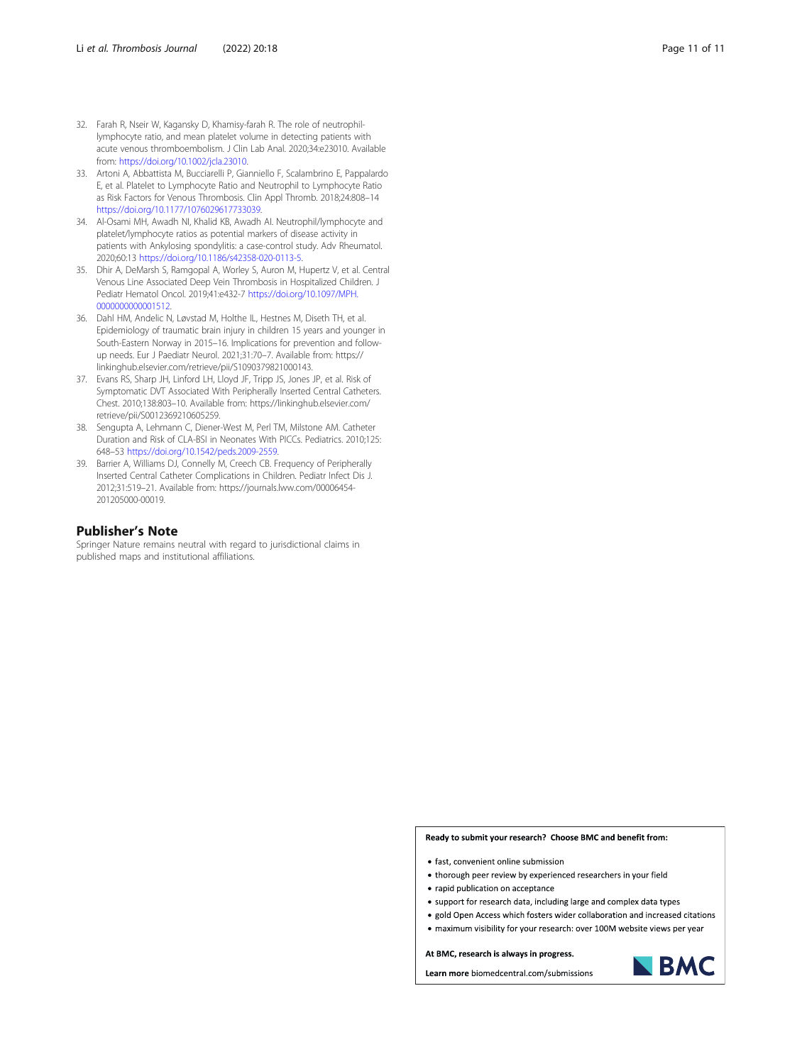32. Farah R, Nseir W, Kagansky D, Khamisy-farah R. The role of neutrophil-lymphocyte ratio, and mean platelet volume in detecting patients with acute venous thromboembolism. J Clin Lab Anal. 2020;34:e23010. Available from: https://doi.org/10.1002/jcla.23010.
33. Artoni A, Abbattista M, Bucciarelli P, Gianniello F, Scalambrino E, Pappalardo E, et al. Platelet to Lymphocyte Ratio and Neutrophil to Lymphocyte Ratio as Risk Factors for Venous Thrombosis. Clin Appl Thromb. 2018;24:808–14 https://doi.org/10.1177/1076029617733039.
34. Al-Osami MH, Awadh NI, Khalid KB, Awadh AI. Neutrophil/lymphocyte and platelet/lymphocyte ratios as potential markers of disease activity in patients with Ankylosing spondylitis: a case-control study. Adv Rheumatol. 2020;60:13 https://doi.org/10.1186/s42358-020-0113-5.
35. Dhir A, DeMarsh S, Ramgopal A, Worley S, Auron M, Hupertz V, et al. Central Venous Line Associated Deep Vein Thrombosis in Hospitalized Children. J Pediatr Hematol Oncol. 2019;41:e432-7 https://doi.org/10.1097/MPH.0000000000001512.
36. Dahl HM, Andelic N, Løvstad M, Holthe IL, Hestnes M, Diseth TH, et al. Epidemiology of traumatic brain injury in children 15 years and younger in South-Eastern Norway in 2015–16. Implications for prevention and follow-up needs. Eur J Paediatr Neurol. 2021;31:70–7. Available from: https://linkinghub.elsevier.com/retrieve/pii/S1090379821000143.
37. Evans RS, Sharp JH, Linford LH, Lloyd JF, Tripp JS, Jones JP, et al. Risk of Symptomatic DVT Associated With Peripherally Inserted Central Catheters. Chest. 2010;138:803–10. Available from: https://linkinghub.elsevier.com/retrieve/pii/S0012369210605259.
38. Sengupta A, Lehmann C, Diener-West M, Perl TM, Milstone AM. Catheter Duration and Risk of CLA-BSI in Neonates With PICCs. Pediatrics. 2010;125:648–53 https://doi.org/10.1542/peds.2009-2559.
39. Barrier A, Williams DJ, Connelly M, Creech CB. Frequency of Peripherally Inserted Central Catheter Complications in Children. Pediatr Infect Dis J. 2012;31:519–21. Available from: https://journals.lww.com/00006454-201205000-00019.

## Publisher's Note

Springer Nature remains neutral with regard to jurisdictional claims in published maps and institutional affiliations.

**Ready to submit your research? Choose BMC and benefit from:**

- fast, convenient online submission
- thorough peer review by experienced researchers in your field
- rapid publication on acceptance
- support for research data, including large and complex data types
- gold Open Access which fosters wider collaboration and increased citations
- maximum visibility for your research: over 100M website views per year

**At BMC, research is always in progress.**

**Learn more** biomedcentral.com/submissions

BMC